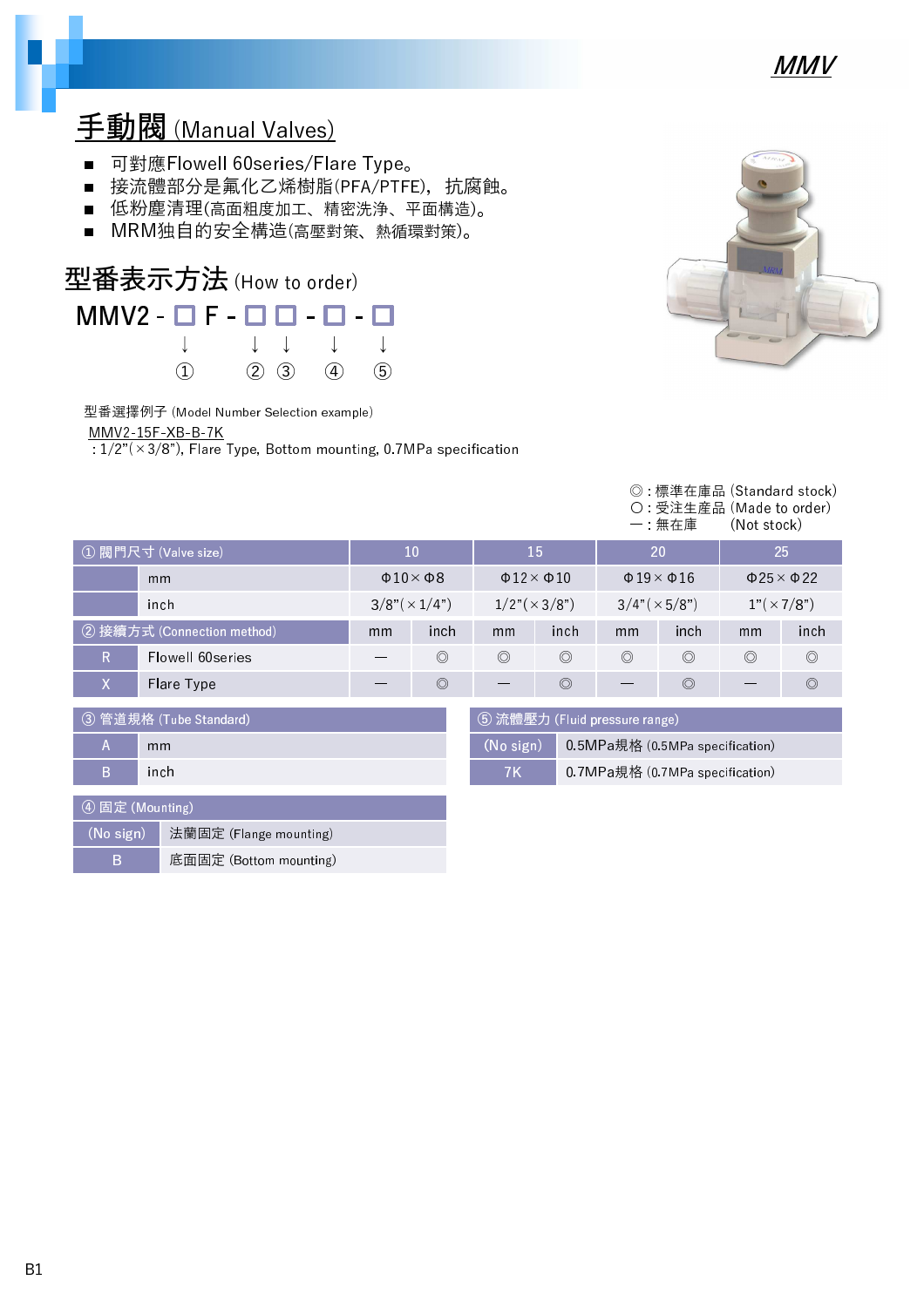# MMV

## 手動閥 (Manual Valves)

- 可對應Flowell 60series/Flare Type。
- 接流體部分是氟化乙烯樹脂(PFA/PTFE)，抗腐蝕。
- 低粉塵清理(高面粗度加工、精密洗浄、平面構造)。
- MRM独自的安全構造(高壓對策、熱循環對策)。

## 型番表示方法 (How to order)

MMV2 - □ F - □ □ - □ - □

① ② ③ ④ ⑤

型番選擇例子 (Model Number Selection example)

MMV2-15F-XB-B-7K

: 1/2"(×3/8"), Flare Type, Bottom mounting, 0.7MPa specification

◎ : 標準在庫品 (Standard stock)
○ : 受注生産品 (Made to order)
ー : 無在庫 (Not stock)

| ① 閥門尺寸 (Valve size) | | 10 | | 15 | | 20 | | 25 | |
|---|---|---|---|---|---|---|---|---|---|
| | mm | Φ10×Φ8 | | Φ12×Φ10 | | Φ19×Φ16 | | Φ25×Φ22 | |
| | inch | 3/8"(×1/4") | | 1/2"(×3/8") | | 3/4"(×5/8") | | 1"(×7/8") | |
| ② 接續方式 (Connection method) | | mm | inch | mm | inch | mm | inch | mm | inch |
| R | Flowell 60series | ― | ◎ | ◎ | ◎ | ◎ | ◎ | ◎ | ◎ |
| X | Flare Type | ― | ◎ | ― | ◎ | ― | ◎ | ― | ◎ |

| ③ 管道規格 (Tube Standard) | |
|---|---|
| A | mm |
| B | inch |

| ⑤ 流體壓力 (Fluid pressure range) | |
|---|---|
| (No sign) | 0.5MPa規格 (0.5MPa specification) |
| 7K | 0.7MPa規格 (0.7MPa specification) |

| ④ 固定 (Mounting) | |
|---|---|
| (No sign) | 法蘭固定 (Flange mounting) |
| B | 底面固定 (Bottom mounting) |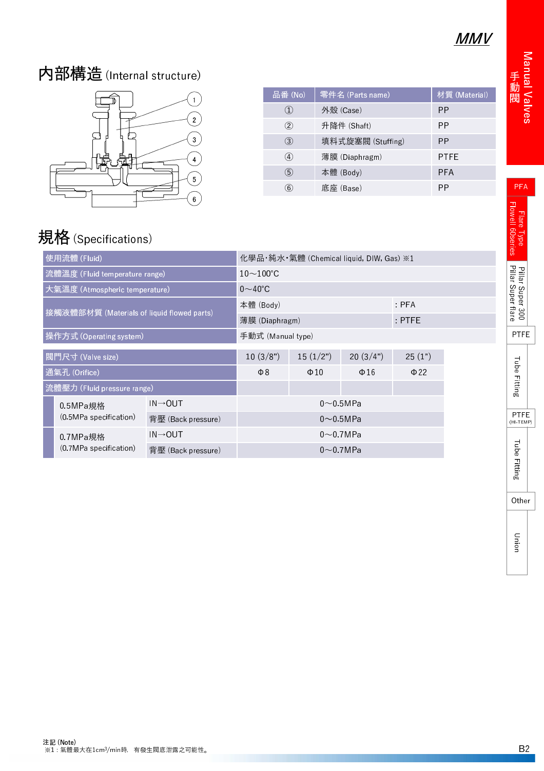## 内部構造 (Internal structure)

| 品番 (No) | 零件名 (Parts name) | 材質 (Material) |
|---|---|---|
| ① | 外殼 (Case) | PP |
| ② | 升降件 (Shaft) | PP |
| ③ | 填料式旋塞閥 (Stuffing) | PP |
| ④ | 薄膜 (Diaphragm) | PTFE |
| ⑤ | 本體 (Body) | PFA |
| ⑥ | 底座 (Base) | PP |

## 規格 (Specifications)

| 使用流體 (Fluid) | 化學品･純水･氣體 (Chemical liquid, DIW, Gas) ※1 | |
|---|---|---|
| 流體溫度 (Fluid temperature range) | 10～100℃ | |
| 大氣溫度 (Atmospheric temperature) | 0～40℃ | |
| 接觸液體部材質 (Materials of liquid flowed parts) | 本體 (Body) | : PFA |
| | 薄膜 (Diaphragm) | : PTFE |
| 操作方式 (Operating system) | 手動式 (Manual type) | |

| 閥門尺寸 (Valve size) | | 10 (3/8") | 15 (1/2") | 20 (3/4") | 25 (1") |
|---|---|---|---|---|---|
| 通氣孔 (Orifice) | | Φ8 | Φ10 | Φ16 | Φ22 |
| 流體壓力 (Fluid pressure range) | | | | | |
| 0.5MPa規格 (0.5MPa specification) | IN→OUT | 0～0.5MPa | | | |
| | 背壓 (Back pressure) | 0～0.5MPa | | | |
| 0.7MPa規格 (0.7MPa specification) | IN→OUT | 0～0.7MPa | | | |
| | 背壓 (Back pressure) | 0～0.7MPa | | | |

注記 (Note)
※1：氣體最大在1cm³/min時，有發生閥底泄露之可能性。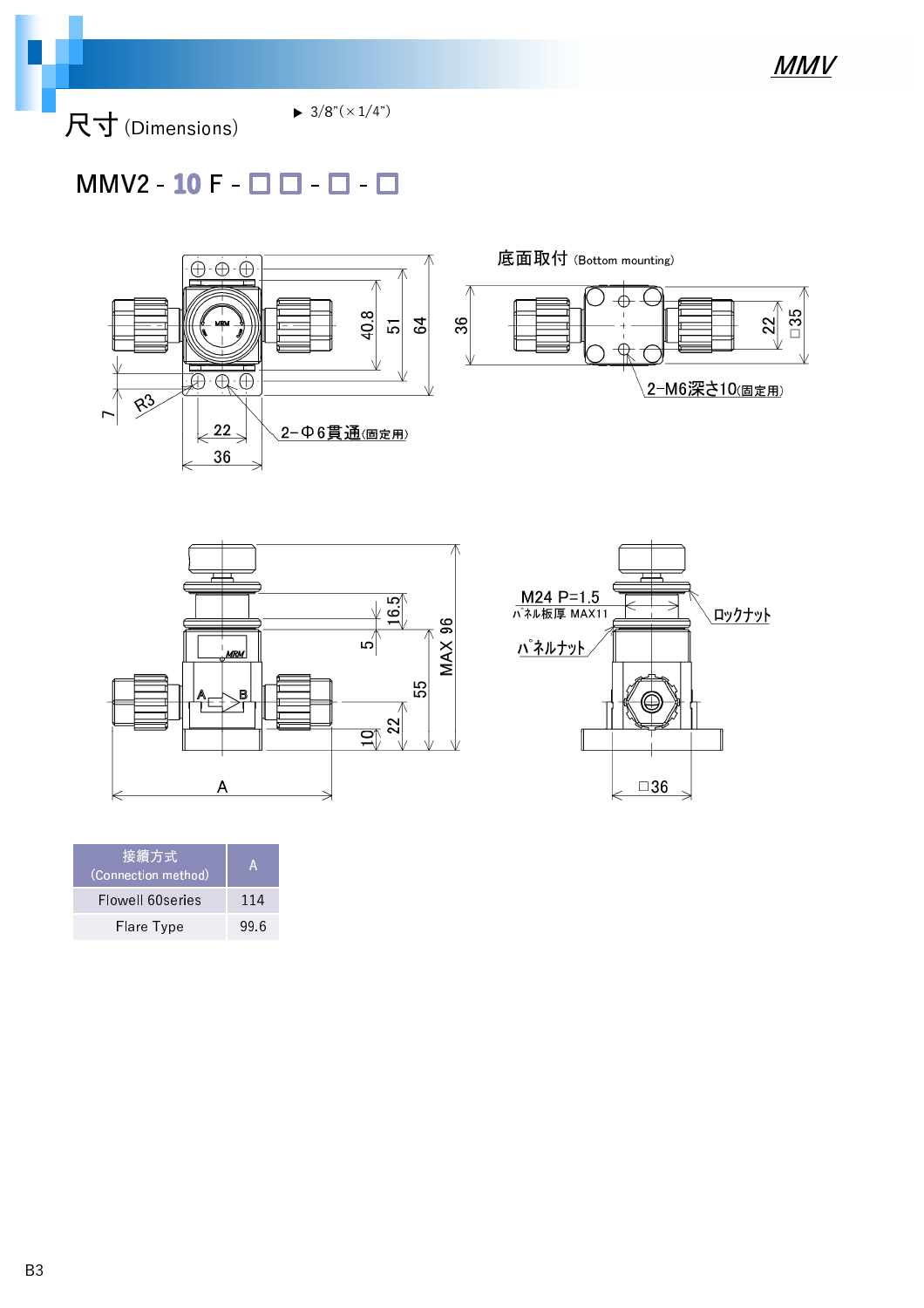# 尺寸 (Dimensions)

▶ 3/8"(×1/4")

## MMV2 - 10 F - □ □ - □ - □

底面取付 (Bottom mounting)

2-Φ6貫通(固定用)

2-M6深さ10(固定用)

M24 P=1.5

パネル板厚 MAX11

ロックナット

パネルナット

| 接續方式 (Connection method) | A |
| --- | --- |
| Flowell 60series | 114 |
| Flare Type | 99.6 |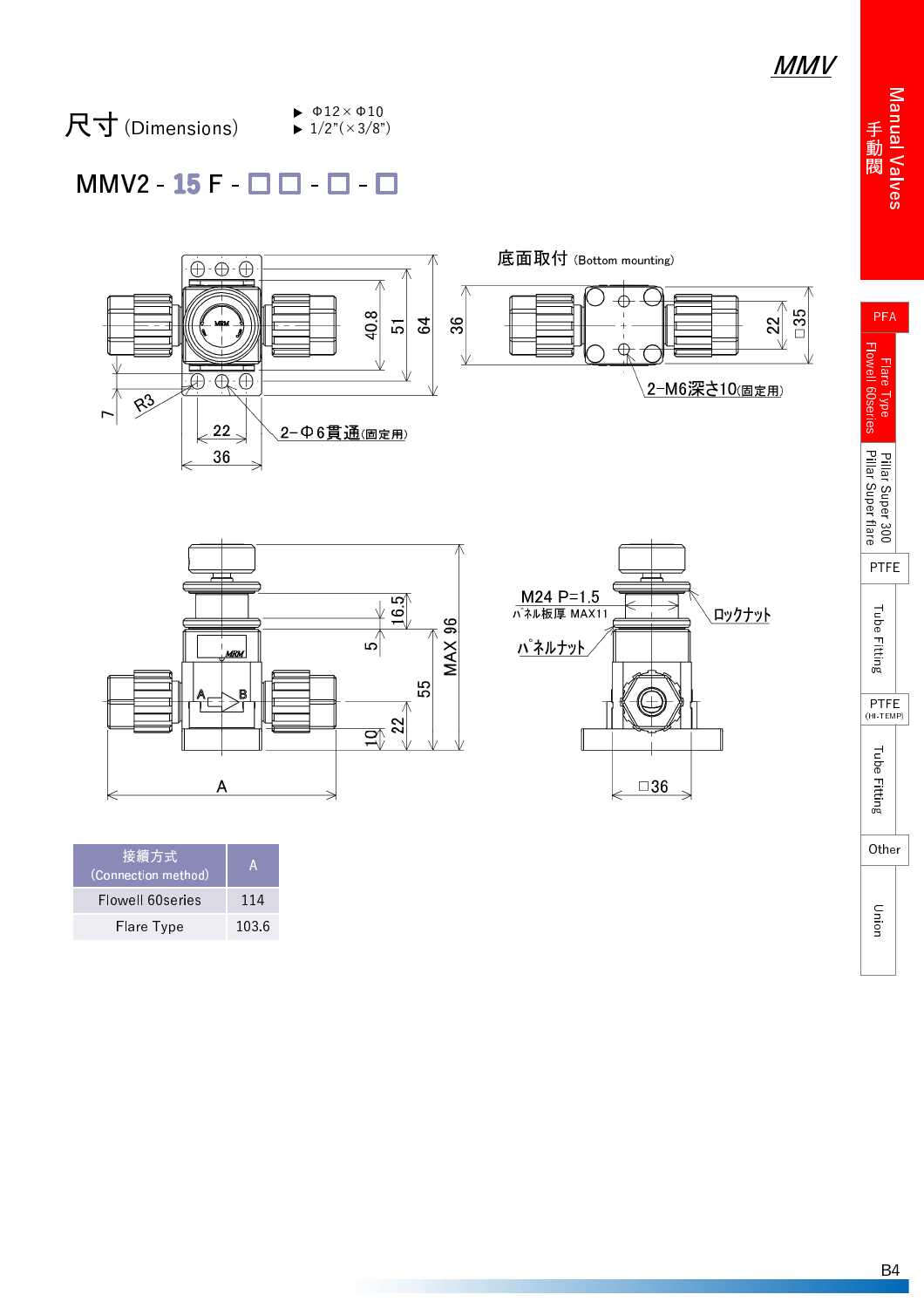# MMV

## 尺寸 (Dimensions)

▶ Φ12×Φ10
▶ 1/2"(×3/8")

**MMV2 - 15 F - □ □ - □ - □**

底面取付 (Bottom mounting)

2-M6深さ10(固定用)

2-Φ6貫通(固定用)

M24 P=1.5
ﾊﾟﾈﾙ板厚 MAX11

ﾊﾟﾈﾙﾅｯﾄ

ﾛｯｸﾅｯﾄ

| 接續方式 (Connection method) | A |
|---|---|
| Flowell 60series | 114 |
| Flare Type | 103.6 |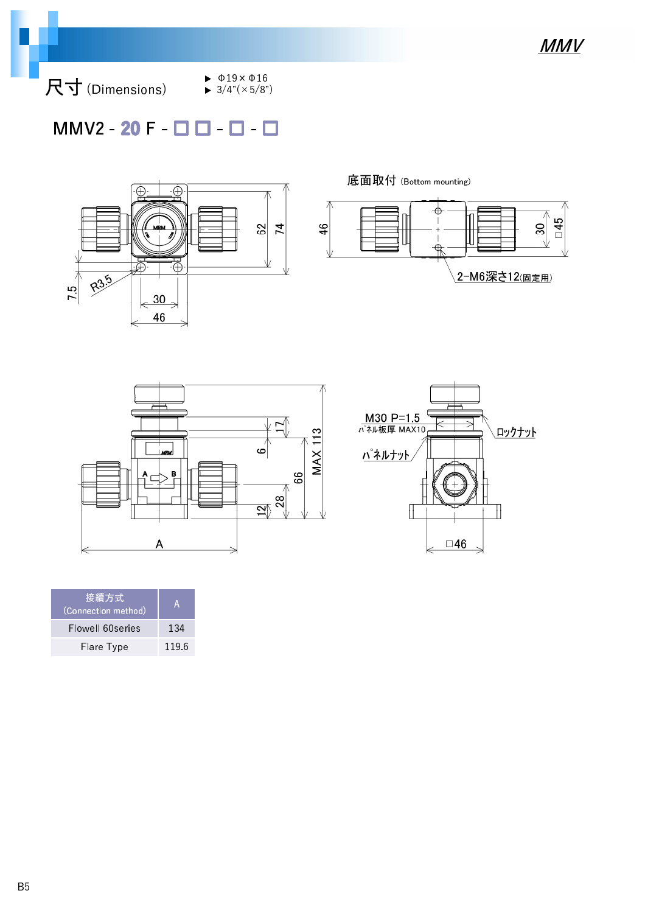# 尺寸 (Dimensions)

- Φ19×Φ16
- 3/4"(×5/8")

## MMV2 - 20 F - □ □ - □ - □

底面取付 (Bottom mounting)

2-M6深さ12(固定用)

M30 P=1.5

パネル板厚 MAX10

ロックナット

パネルナット

| 接續方式 (Connection method) | A |
|---|---|
| Flowell 60series | 134 |
| Flare Type | 119.6 |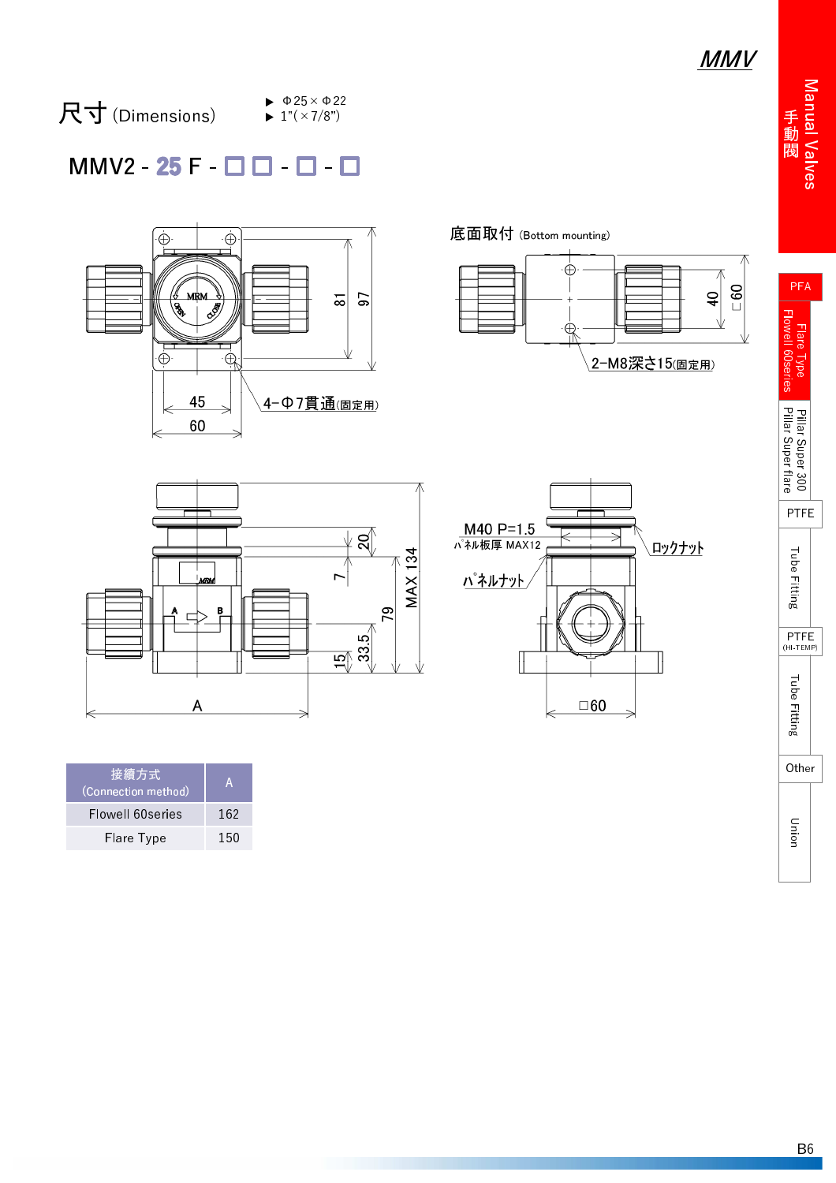# 尺寸 (Dimensions)

- ▶ Φ25×Φ22
- ▶ 1"(×7/8")

## MMV2 - 25 F - □□ - □ - □

底面取付 (Bottom mounting)

4−Φ7貫通(固定用)

2−M8深さ15(固定用)

M40 P=1.5

ﾊﾟﾈﾙ板厚 MAX12

ﾊﾟﾈﾙﾅｯﾄ

ﾛｯｸﾅｯﾄ

45
60
81
97
40
□60
20
7
MAX 134
79
33.5
15
A
□60

| 接續方式 (Connection method) | A |
|---|---|
| Flowell 60series | 162 |
| Flare Type | 150 |